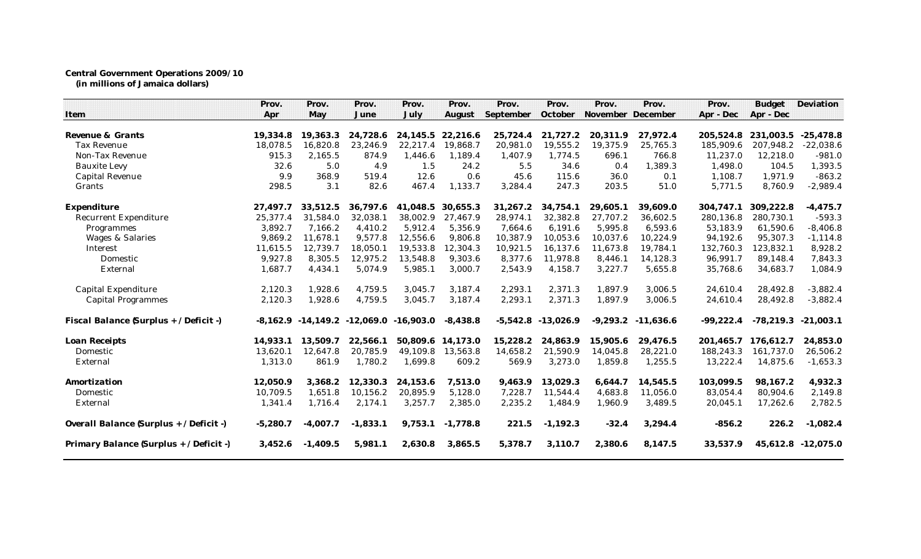**Central Government Operations 2009/10**
**(in millions of Jamaica dollars)**

| Item | Prov. Apr | Prov. May | Prov. June | Prov. July | Prov. August | Prov. September | Prov. October | Prov. November | Prov. December | Prov. Apr - Dec | Budget Apr - Dec | Deviation |
|---|---|---|---|---|---|---|---|---|---|---|---|---|
| **Revenue & Grants** | **19,334.8** | **19,363.3** | **24,728.6** | **24,145.5** | **22,216.6** | **25,724.4** | **21,727.2** | **20,311.9** | **27,972.4** | **205,524.8** | **231,003.5** | **-25,478.8** |
| Tax Revenue | 18,078.5 | 16,820.8 | 23,246.9 | 22,217.4 | 19,868.7 | 20,981.0 | 19,555.2 | 19,375.9 | 25,765.3 | 185,909.6 | 207,948.2 | -22,038.6 |
| Non-Tax Revenue | 915.3 | 2,165.5 | 874.9 | 1,446.6 | 1,189.4 | 1,407.9 | 1,774.5 | 696.1 | 766.8 | 11,237.0 | 12,218.0 | -981.0 |
| Bauxite Levy | 32.6 | 5.0 | 4.9 | 1.5 | 24.2 | 5.5 | 34.6 | 0.4 | 1,389.3 | 1,498.0 | 104.5 | 1,393.5 |
| Capital Revenue | 9.9 | 368.9 | 519.4 | 12.6 | 0.6 | 45.6 | 115.6 | 36.0 | 0.1 | 1,108.7 | 1,971.9 | -863.2 |
| Grants | 298.5 | 3.1 | 82.6 | 467.4 | 1,133.7 | 3,284.4 | 247.3 | 203.5 | 51.0 | 5,771.5 | 8,760.9 | -2,989.4 |
| **Expenditure** | **27,497.7** | **33,512.5** | **36,797.6** | **41,048.5** | **30,655.3** | **31,267.2** | **34,754.1** | **29,605.1** | **39,609.0** | **304,747.1** | **309,222.8** | **-4,475.7** |
| Recurrent Expenditure | 25,377.4 | 31,584.0 | 32,038.1 | 38,002.9 | 27,467.9 | 28,974.1 | 32,382.8 | 27,707.2 | 36,602.5 | 280,136.8 | 280,730.1 | -593.3 |
| Programmes | 3,892.7 | 7,166.2 | 4,410.2 | 5,912.4 | 5,356.9 | 7,664.6 | 6,191.6 | 5,995.8 | 6,593.6 | 53,183.9 | 61,590.6 | -8,406.8 |
| Wages & Salaries | 9,869.2 | 11,678.1 | 9,577.8 | 12,556.6 | 9,806.8 | 10,387.9 | 10,053.6 | 10,037.6 | 10,224.9 | 94,192.6 | 95,307.3 | -1,114.8 |
| Interest | 11,615.5 | 12,739.7 | 18,050.1 | 19,533.8 | 12,304.3 | 10,921.5 | 16,137.6 | 11,673.8 | 19,784.1 | 132,760.3 | 123,832.1 | 8,928.2 |
| Domestic | 9,927.8 | 8,305.5 | 12,975.2 | 13,548.8 | 9,303.6 | 8,377.6 | 11,978.8 | 8,446.1 | 14,128.3 | 96,991.7 | 89,148.4 | 7,843.3 |
| External | 1,687.7 | 4,434.1 | 5,074.9 | 5,985.1 | 3,000.7 | 2,543.9 | 4,158.7 | 3,227.7 | 5,655.8 | 35,768.6 | 34,683.7 | 1,084.9 |
| Capital Expenditure | 2,120.3 | 1,928.6 | 4,759.5 | 3,045.7 | 3,187.4 | 2,293.1 | 2,371.3 | 1,897.9 | 3,006.5 | 24,610.4 | 28,492.8 | -3,882.4 |
| Capital Programmes | 2,120.3 | 1,928.6 | 4,759.5 | 3,045.7 | 3,187.4 | 2,293.1 | 2,371.3 | 1,897.9 | 3,006.5 | 24,610.4 | 28,492.8 | -3,882.4 |
| **Fiscal Balance (Surplus + / Deficit -)** | **-8,162.9** | **-14,149.2** | **-12,069.0** | **-16,903.0** | **-8,438.8** | **-5,542.8** | **-13,026.9** | **-9,293.2** | **-11,636.6** | **-99,222.4** | **-78,219.3** | **-21,003.1** |
| **Loan Receipts** | **14,933.1** | **13,509.7** | **22,566.1** | **50,809.6** | **14,173.0** | **15,228.2** | **24,863.9** | **15,905.6** | **29,476.5** | **201,465.7** | **176,612.7** | **24,853.0** |
| Domestic | 13,620.1 | 12,647.8 | 20,785.9 | 49,109.8 | 13,563.8 | 14,658.2 | 21,590.9 | 14,045.8 | 28,221.0 | 188,243.3 | 161,737.0 | 26,506.2 |
| External | 1,313.0 | 861.9 | 1,780.2 | 1,699.8 | 609.2 | 569.9 | 3,273.0 | 1,859.8 | 1,255.5 | 13,222.4 | 14,875.6 | -1,653.3 |
| **Amortization** | **12,050.9** | **3,368.2** | **12,330.3** | **24,153.6** | **7,513.0** | **9,463.9** | **13,029.3** | **6,644.7** | **14,545.5** | **103,099.5** | **98,167.2** | **4,932.3** |
| Domestic | 10,709.5 | 1,651.8 | 10,156.2 | 20,895.9 | 5,128.0 | 7,228.7 | 11,544.4 | 4,683.8 | 11,056.0 | 83,054.4 | 80,904.6 | 2,149.8 |
| External | 1,341.4 | 1,716.4 | 2,174.1 | 3,257.7 | 2,385.0 | 2,235.2 | 1,484.9 | 1,960.9 | 3,489.5 | 20,045.1 | 17,262.6 | 2,782.5 |
| **Overall Balance (Surplus + / Deficit -)** | **-5,280.7** | **-4,007.7** | **-1,833.1** | **9,753.1** | **-1,778.8** | **221.5** | **-1,192.3** | **-32.4** | **3,294.4** | **-856.2** | **226.2** | **-1,082.4** |
| **Primary Balance (Surplus + / Deficit -)** | **3,452.6** | **-1,409.5** | **5,981.1** | **2,630.8** | **3,865.5** | **5,378.7** | **3,110.7** | **2,380.6** | **8,147.5** | **33,537.9** | **45,612.8** | **-12,075.0** |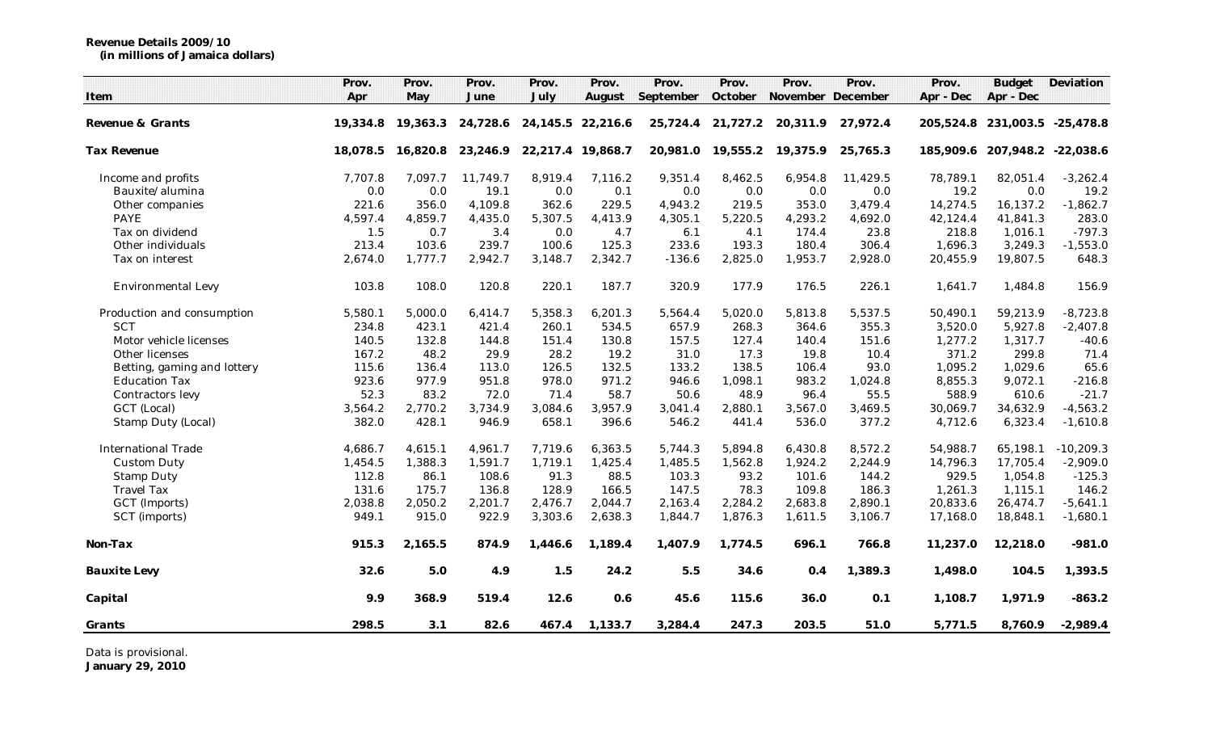**Revenue Details 2009/10**
**(in millions of Jamaica dollars)**

| Item | Prov. Apr | Prov. May | Prov. June | Prov. July | Prov. August | Prov. September | Prov. October | Prov. November | Prov. December | Prov. Apr - Dec | Budget Apr - Dec | Deviation |
|---|---|---|---|---|---|---|---|---|---|---|---|---|
| **Revenue & Grants** | **19,334.8** | **19,363.3** | **24,728.6** | **24,145.5** | **22,216.6** | **25,724.4** | **21,727.2** | **20,311.9** | **27,972.4** | **205,524.8** | **231,003.5** | **-25,478.8** |
| **Tax Revenue** | **18,078.5** | **16,820.8** | **23,246.9** | **22,217.4** | **19,868.7** | **20,981.0** | **19,555.2** | **19,375.9** | **25,765.3** | **185,909.6** | **207,948.2** | **-22,038.6** |
| Income and profits | 7,707.8 | 7,097.7 | 11,749.7 | 8,919.4 | 7,116.2 | 9,351.4 | 8,462.5 | 6,954.8 | 11,429.5 | 78,789.1 | 82,051.4 | -3,262.4 |
| Bauxite/alumina | 0.0 | 0.0 | 19.1 | 0.0 | 0.1 | 0.0 | 0.0 | 0.0 | 0.0 | 19.2 | 0.0 | 19.2 |
| Other companies | 221.6 | 356.0 | 4,109.8 | 362.6 | 229.5 | 4,943.2 | 219.5 | 353.0 | 3,479.4 | 14,274.5 | 16,137.2 | -1,862.7 |
| PAYE | 4,597.4 | 4,859.7 | 4,435.0 | 5,307.5 | 4,413.9 | 4,305.1 | 5,220.5 | 4,293.2 | 4,692.0 | 42,124.4 | 41,841.3 | 283.0 |
| Tax on dividend | 1.5 | 0.7 | 3.4 | 0.0 | 4.7 | 6.1 | 4.1 | 174.4 | 23.8 | 218.8 | 1,016.1 | -797.3 |
| Other individuals | 213.4 | 103.6 | 239.7 | 100.6 | 125.3 | 233.6 | 193.3 | 180.4 | 306.4 | 1,696.3 | 3,249.3 | -1,553.0 |
| Tax on interest | 2,674.0 | 1,777.7 | 2,942.7 | 3,148.7 | 2,342.7 | -136.6 | 2,825.0 | 1,953.7 | 2,928.0 | 20,455.9 | 19,807.5 | 648.3 |
| Environmental Levy | 103.8 | 108.0 | 120.8 | 220.1 | 187.7 | 320.9 | 177.9 | 176.5 | 226.1 | 1,641.7 | 1,484.8 | 156.9 |
| Production and consumption | 5,580.1 | 5,000.0 | 6,414.7 | 5,358.3 | 6,201.3 | 5,564.4 | 5,020.0 | 5,813.8 | 5,537.5 | 50,490.1 | 59,213.9 | -8,723.8 |
| SCT | 234.8 | 423.1 | 421.4 | 260.1 | 534.5 | 657.9 | 268.3 | 364.6 | 355.3 | 3,520.0 | 5,927.8 | -2,407.8 |
| Motor vehicle licenses | 140.5 | 132.8 | 144.8 | 151.4 | 130.8 | 157.5 | 127.4 | 140.4 | 151.6 | 1,277.2 | 1,317.7 | -40.6 |
| Other licenses | 167.2 | 48.2 | 29.9 | 28.2 | 19.2 | 31.0 | 17.3 | 19.8 | 10.4 | 371.2 | 299.8 | 71.4 |
| Betting, gaming and lottery | 115.6 | 136.4 | 113.0 | 126.5 | 132.5 | 133.2 | 138.5 | 106.4 | 93.0 | 1,095.2 | 1,029.6 | 65.6 |
| Education Tax | 923.6 | 977.9 | 951.8 | 978.0 | 971.2 | 946.6 | 1,098.1 | 983.2 | 1,024.8 | 8,855.3 | 9,072.1 | -216.8 |
| Contractors levy | 52.3 | 83.2 | 72.0 | 71.4 | 58.7 | 50.6 | 48.9 | 96.4 | 55.5 | 588.9 | 610.6 | -21.7 |
| GCT (Local) | 3,564.2 | 2,770.2 | 3,734.9 | 3,084.6 | 3,957.9 | 3,041.4 | 2,880.1 | 3,567.0 | 3,469.5 | 30,069.7 | 34,632.9 | -4,563.2 |
| Stamp Duty (Local) | 382.0 | 428.1 | 946.9 | 658.1 | 396.6 | 546.2 | 441.4 | 536.0 | 377.2 | 4,712.6 | 6,323.4 | -1,610.8 |
| International Trade | 4,686.7 | 4,615.1 | 4,961.7 | 7,719.6 | 6,363.5 | 5,744.3 | 5,894.8 | 6,430.8 | 8,572.2 | 54,988.7 | 65,198.1 | -10,209.3 |
| Custom Duty | 1,454.5 | 1,388.3 | 1,591.7 | 1,719.1 | 1,425.4 | 1,485.5 | 1,562.8 | 1,924.2 | 2,244.9 | 14,796.3 | 17,705.4 | -2,909.0 |
| Stamp Duty | 112.8 | 86.1 | 108.6 | 91.3 | 88.5 | 103.3 | 93.2 | 101.6 | 144.2 | 929.5 | 1,054.8 | -125.3 |
| Travel Tax | 131.6 | 175.7 | 136.8 | 128.9 | 166.5 | 147.5 | 78.3 | 109.8 | 186.3 | 1,261.3 | 1,115.1 | 146.2 |
| GCT (Imports) | 2,038.8 | 2,050.2 | 2,201.7 | 2,476.7 | 2,044.7 | 2,163.4 | 2,284.2 | 2,683.8 | 2,890.1 | 20,833.6 | 26,474.7 | -5,641.1 |
| SCT (imports) | 949.1 | 915.0 | 922.9 | 3,303.6 | 2,638.3 | 1,844.7 | 1,876.3 | 1,611.5 | 3,106.7 | 17,168.0 | 18,848.1 | -1,680.1 |
| **Non-Tax** | **915.3** | **2,165.5** | **874.9** | **1,446.6** | **1,189.4** | **1,407.9** | **1,774.5** | **696.1** | **766.8** | **11,237.0** | **12,218.0** | **-981.0** |
| **Bauxite Levy** | **32.6** | **5.0** | **4.9** | **1.5** | **24.2** | **5.5** | **34.6** | **0.4** | **1,389.3** | **1,498.0** | **104.5** | **1,393.5** |
| **Capital** | **9.9** | **368.9** | **519.4** | **12.6** | **0.6** | **45.6** | **115.6** | **36.0** | **0.1** | **1,108.7** | **1,971.9** | **-863.2** |
| **Grants** | **298.5** | **3.1** | **82.6** | **467.4** | **1,133.7** | **3,284.4** | **247.3** | **203.5** | **51.0** | **5,771.5** | **8,760.9** | **-2,989.4** |

Data is provisional.
**January 29, 2010**